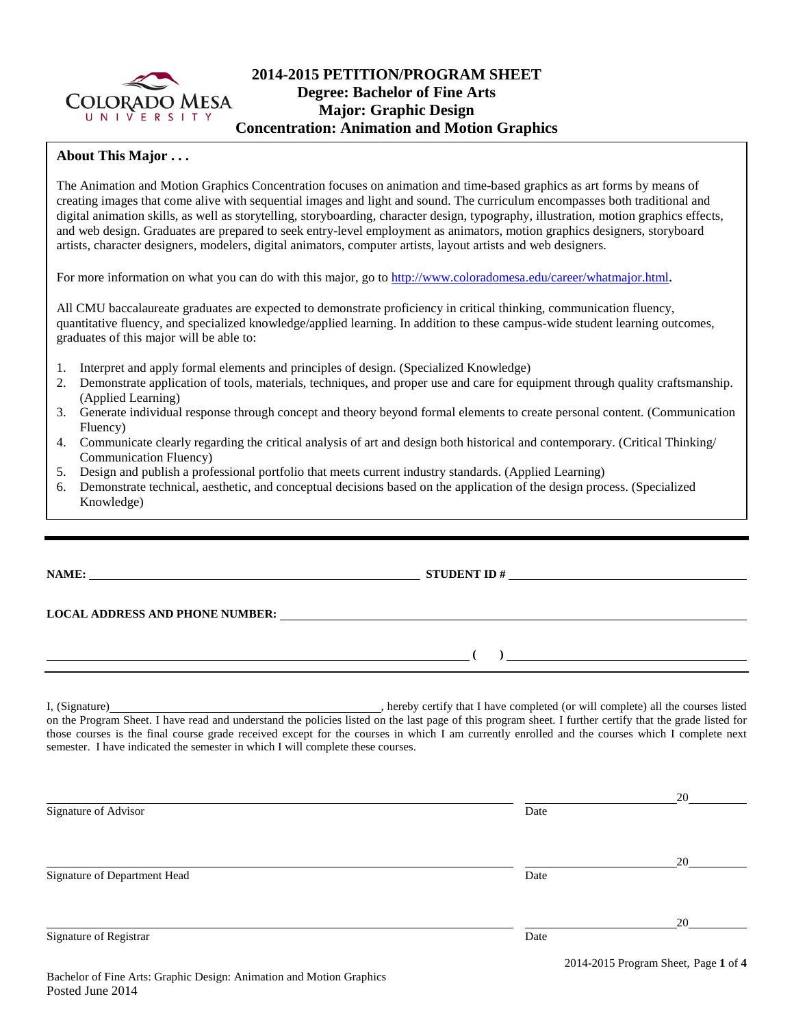# 2014-2015 PETITION/PROGRAM SHEET
## Degree: Bachelor of Fine Arts
## Major: Graphic Design
## Concentration: Animation and Motion Graphics

**About This Major . . .**

The Animation and Motion Graphics Concentration focuses on animation and time-based graphics as art forms by means of creating images that come alive with sequential images and light and sound. The curriculum encompasses both traditional and digital animation skills, as well as storytelling, storyboarding, character design, typography, illustration, motion graphics effects, and web design. Graduates are prepared to seek entry-level employment as animators, motion graphics designers, storyboard artists, character designers, modelers, digital animators, computer artists, layout artists and web designers.

For more information on what you can do with this major, go to http://www.coloradomesa.edu/career/whatmajor.html.

All CMU baccalaureate graduates are expected to demonstrate proficiency in critical thinking, communication fluency, quantitative fluency, and specialized knowledge/applied learning. In addition to these campus-wide student learning outcomes, graduates of this major will be able to:

1. Interpret and apply formal elements and principles of design. (Specialized Knowledge)
2. Demonstrate application of tools, materials, techniques, and proper use and care for equipment through quality craftsmanship. (Applied Learning)
3. Generate individual response through concept and theory beyond formal elements to create personal content. (Communication Fluency)
4. Communicate clearly regarding the critical analysis of art and design both historical and contemporary. (Critical Thinking/ Communication Fluency)
5. Design and publish a professional portfolio that meets current industry standards. (Applied Learning)
6. Demonstrate technical, aesthetic, and conceptual decisions based on the application of the design process. (Specialized Knowledge)

---

**NAME:** ______________________________ **STUDENT ID #** ______________________________

**LOCAL ADDRESS AND PHONE NUMBER:** ______________________________

______________________________ **( )** ______________________________

I, (Signature) ______________________________, hereby certify that I have completed (or will complete) all the courses listed on the Program Sheet. I have read and understand the policies listed on the last page of this program sheet. I further certify that the grade listed for those courses is the final course grade received except for the courses in which I am currently enrolled and the courses which I complete next semester. I have indicated the semester in which I will complete these courses.

______________________________ ____________ 20______
Signature of Advisor Date

______________________________ ____________ 20______
Signature of Department Head Date

______________________________ ____________ 20______
Signature of Registrar Date

Bachelor of Fine Arts: Graphic Design: Animation and Motion Graphics
Posted June 2014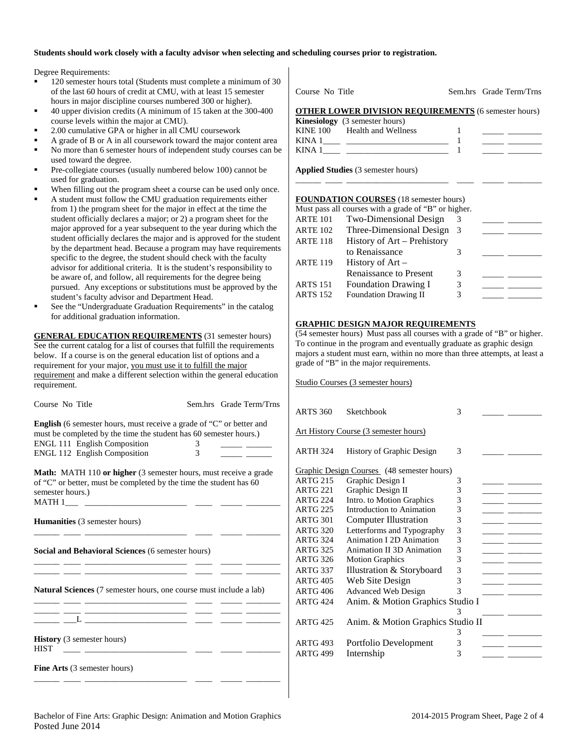**Students should work closely with a faculty advisor when selecting and scheduling courses prior to registration.**

Degree Requirements:

- 120 semester hours total (Students must complete a minimum of 30 of the last 60 hours of credit at CMU, with at least 15 semester hours in major discipline courses numbered 300 or higher).
- 40 upper division credits (A minimum of 15 taken at the 300-400 course levels within the major at CMU).
- 2.00 cumulative GPA or higher in all CMU coursework
- A grade of B or A in all coursework toward the major content area
- No more than 6 semester hours of independent study courses can be used toward the degree.
- Pre-collegiate courses (usually numbered below 100) cannot be used for graduation.
- When filling out the program sheet a course can be used only once.
- A student must follow the CMU graduation requirements either from 1) the program sheet for the major in effect at the time the student officially declares a major; or 2) a program sheet for the major approved for a year subsequent to the year during which the student officially declares the major and is approved for the student by the department head. Because a program may have requirements specific to the degree, the student should check with the faculty advisor for additional criteria. It is the student's responsibility to be aware of, and follow, all requirements for the degree being pursued. Any exceptions or substitutions must be approved by the student's faculty advisor and Department Head.
- See the "Undergraduate Graduation Requirements" in the catalog for additional graduation information.

**GENERAL EDUCATION REQUIREMENTS** (31 semester hours) See the current catalog for a list of courses that fulfill the requirements below. If a course is on the general education list of options and a requirement for your major, you must use it to fulfill the major requirement and make a different selection within the general education requirement.

| Course No | Title | Sem.hrs | Grade | Term/Trns |
|---|---|---|---|---|
| **English** (6 semester hours, must receive a grade of "C" or better and must be completed by the time the student has 60 semester hours.) | | | | |
| ENGL 111 | English Composition | 3 | | |
| ENGL 112 | English Composition | 3 | | |
| **Math:** MATH 110 **or higher** (3 semester hours, must receive a grade of "C" or better, must be completed by the time the student has 60 semester hours.) | | | | |
| MATH 1___ | | | | |
| **Humanities** (3 semester hours) | | | | |
| | | | | |
| **Social and Behavioral Sciences** (6 semester hours) | | | | |
| | | | | |
| | | | | |
| **Natural Sciences** (7 semester hours, one course must include a lab) | | | | |
| | | | | |
| | | | | |
| ___L | | | | |
| **History** (3 semester hours) | | | | |
| HIST | | | | |
| **Fine Arts** (3 semester hours) | | | | |
| | | | | |

| Course No | Title | Sem.hrs | Grade | Term/Trns |
|---|---|---|---|---|
| **OTHER LOWER DIVISION REQUIREMENTS** (6 semester hours) | | | | |
| **Kinesiology** (3 semester hours) | | | | |
| KINE 100 | Health and Wellness | 1 | | |
| KINA 1____ | | 1 | | |
| KINA 1____ | | 1 | | |
| **Applied Studies** (3 semester hours) | | | | |
| | | | | |

**FOUNDATION COURSES** (18 semester hours)
Must pass all courses with a grade of "B" or higher.

| Course No | Title | Sem.hrs | Grade | Term/Trns |
|---|---|---|---|---|
| ARTE 101 | Two-Dimensional Design | 3 | | |
| ARTE 102 | Three-Dimensional Design | 3 | | |
| ARTE 118 | History of Art – Prehistory to Renaissance | 3 | | |
| ARTE 119 | History of Art – Renaissance to Present | 3 | | |
| ARTS 151 | Foundation Drawing I | 3 | | |
| ARTS 152 | Foundation Drawing II | 3 | | |

**GRAPHIC DESIGN MAJOR REQUIREMENTS**

(54 semester hours) Must pass all courses with a grade of "B" or higher. To continue in the program and eventually graduate as graphic design majors a student must earn, within no more than three attempts, at least a grade of "B" in the major requirements.

| Course No | Title | Sem.hrs | Grade | Term/Trns |
|---|---|---|---|---|
| Studio Courses (3 semester hours) | | | | |
| ARTS 360 | Sketchbook | 3 | | |
| Art History Course (3 semester hours) | | | | |
| ARTH 324 | History of Graphic Design | 3 | | |
| Graphic Design Courses (48 semester hours) | | | | |
| ARTG 215 | Graphic Design I | 3 | | |
| ARTG 221 | Graphic Design II | 3 | | |
| ARTG 224 | Intro. to Motion Graphics | 3 | | |
| ARTG 225 | Introduction to Animation | 3 | | |
| ARTG 301 | Computer Illustration | 3 | | |
| ARTG 320 | Letterforms and Typography | 3 | | |
| ARTG 324 | Animation I 2D Animation | 3 | | |
| ARTG 325 | Animation II 3D Animation | 3 | | |
| ARTG 326 | Motion Graphics | 3 | | |
| ARTG 337 | Illustration & Storyboard | 3 | | |
| ARTG 405 | Web Site Design | 3 | | |
| ARTG 406 | Advanced Web Design | 3 | | |
| ARTG 424 | Anim. & Motion Graphics Studio I | 3 | | |
| ARTG 425 | Anim. & Motion Graphics Studio II | 3 | | |
| ARTG 493 | Portfolio Development | 3 | | |
| ARTG 499 | Internship | 3 | | |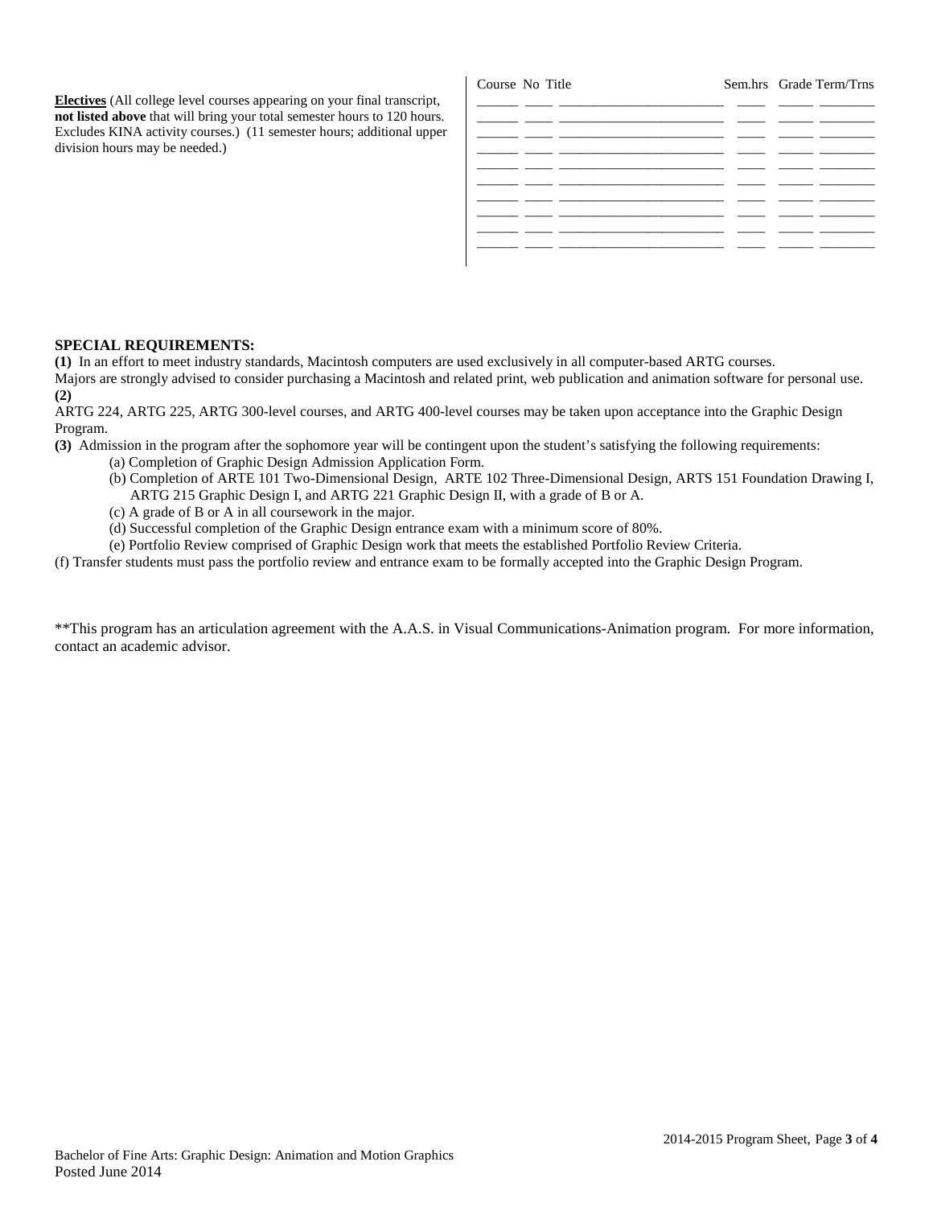**Electives** (All college level courses appearing on your final transcript, **not listed above** that will bring your total semester hours to 120 hours. Excludes KINA activity courses.) (11 semester hours; additional upper division hours may be needed.)

| Course | No | Title | Sem.hrs | Grade | Term/Trns |
|---|---|---|---|---|---|
| | | | | | |
| | | | | | |
| | | | | | |
| | | | | | |
| | | | | | |
| | | | | | |
| | | | | | |
| | | | | | |
| | | | | | |
| | | | | | |

**SPECIAL REQUIREMENTS:**

**(1)** In an effort to meet industry standards, Macintosh computers are used exclusively in all computer-based ARTG courses. Majors are strongly advised to consider purchasing a Macintosh and related print, web publication and animation software for personal use.

**(2)** ARTG 224, ARTG 225, ARTG 300-level courses, and ARTG 400-level courses may be taken upon acceptance into the Graphic Design Program.

**(3)** Admission in the program after the sophomore year will be contingent upon the student's satisfying the following requirements:

(a) Completion of Graphic Design Admission Application Form.
(b) Completion of ARTE 101 Two-Dimensional Design, ARTE 102 Three-Dimensional Design, ARTS 151 Foundation Drawing I, ARTG 215 Graphic Design I, and ARTG 221 Graphic Design II, with a grade of B or A.
(c) A grade of B or A in all coursework in the major.
(d) Successful completion of the Graphic Design entrance exam with a minimum score of 80%.
(e) Portfolio Review comprised of Graphic Design work that meets the established Portfolio Review Criteria.
(f) Transfer students must pass the portfolio review and entrance exam to be formally accepted into the Graphic Design Program.

**This program has an articulation agreement with the A.A.S. in Visual Communications-Animation program. For more information, contact an academic advisor.

Bachelor of Fine Arts: Graphic Design: Animation and Motion Graphics
Posted June 2014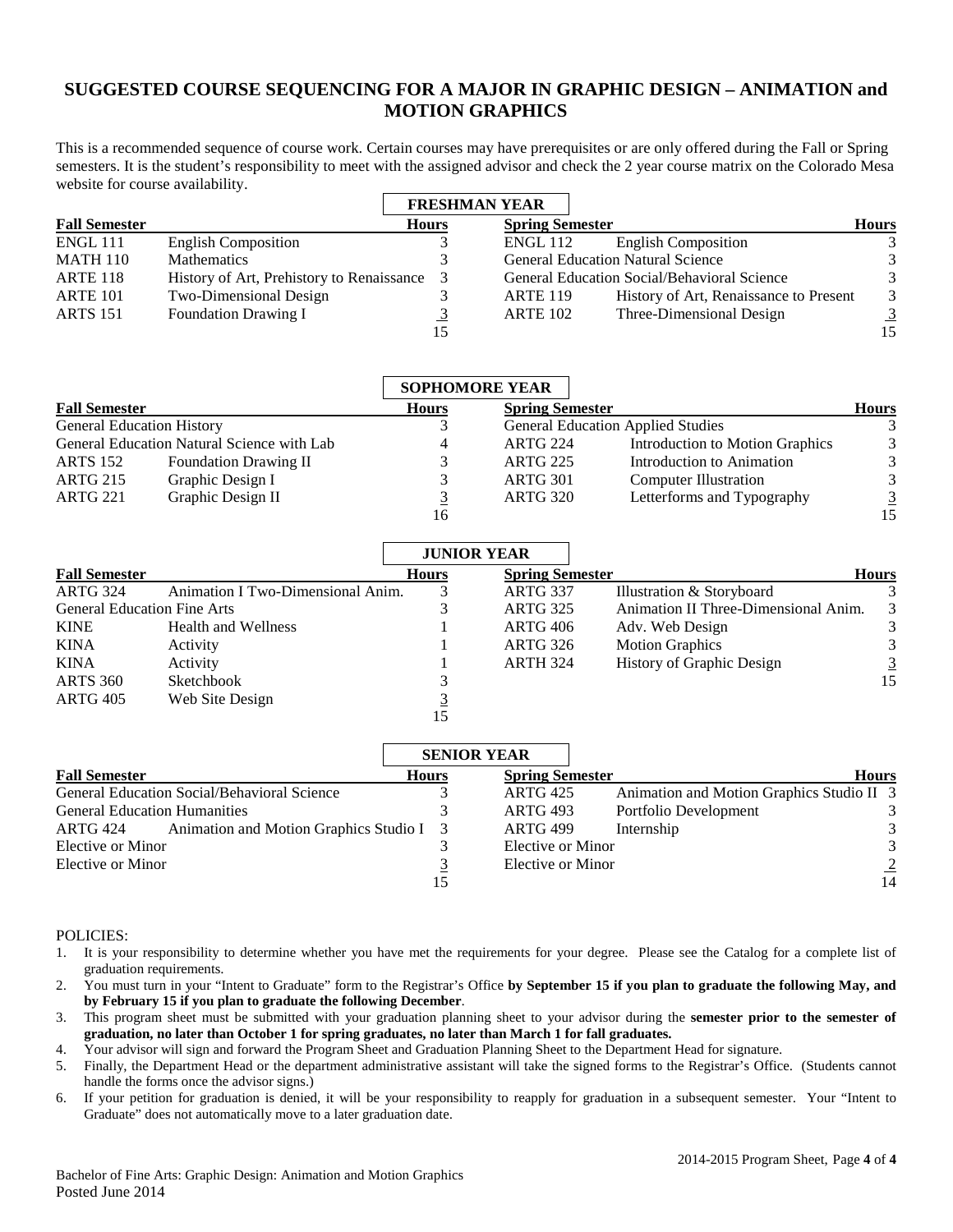## SUGGESTED COURSE SEQUENCING FOR A MAJOR IN GRAPHIC DESIGN – ANIMATION and MOTION GRAPHICS

This is a recommended sequence of course work. Certain courses may have prerequisites or are only offered during the Fall or Spring semesters. It is the student's responsibility to meet with the assigned advisor and check the 2 year course matrix on the Colorado Mesa website for course availability.

### FRESHMAN YEAR

| Fall Semester | | Hours | Spring Semester | | Hours |
|---|---|---|---|---|---|
| ENGL 111 | English Composition | 3 | ENGL 112 | English Composition | 3 |
| MATH 110 | Mathematics | 3 | General Education Natural Science | | 3 |
| ARTE 118 | History of Art, Prehistory to Renaissance | 3 | General Education Social/Behavioral Science | | 3 |
| ARTE 101 | Two-Dimensional Design | 3 | ARTE 119 | History of Art, Renaissance to Present | 3 |
| ARTS 151 | Foundation Drawing I | 3 | ARTE 102 | Three-Dimensional Design | 3 |
| | | 15 | | | 15 |

### SOPHOMORE YEAR

| Fall Semester | | Hours | Spring Semester | | Hours |
|---|---|---|---|---|---|
| General Education History | | 3 | General Education Applied Studies | | 3 |
| General Education Natural Science with Lab | | 4 | ARTG 224 | Introduction to Motion Graphics | 3 |
| ARTS 152 | Foundation Drawing II | 3 | ARTG 225 | Introduction to Animation | 3 |
| ARTG 215 | Graphic Design I | 3 | ARTG 301 | Computer Illustration | 3 |
| ARTG 221 | Graphic Design II | 3 | ARTG 320 | Letterforms and Typography | 3 |
| | | 16 | | | 15 |

### JUNIOR YEAR

| Fall Semester | | Hours | Spring Semester | | Hours |
|---|---|---|---|---|---|
| ARTG 324 | Animation I Two-Dimensional Anim. | 3 | ARTG 337 | Illustration & Storyboard | 3 |
| General Education Fine Arts | | 3 | ARTG 325 | Animation II Three-Dimensional Anim. | 3 |
| KINE | Health and Wellness | 1 | ARTG 406 | Adv. Web Design | 3 |
| KINA | Activity | 1 | ARTG 326 | Motion Graphics | 3 |
| KINA | Activity | 1 | ARTH 324 | History of Graphic Design | 3 |
| ARTS 360 | Sketchbook | 3 | | | 15 |
| ARTG 405 | Web Site Design | 3 | | | |
| | | 15 | | | |

### SENIOR YEAR

| Fall Semester | | Hours | Spring Semester | | Hours |
|---|---|---|---|---|---|
| General Education Social/Behavioral Science | | 3 | ARTG 425 | Animation and Motion Graphics Studio II | 3 |
| General Education Humanities | | 3 | ARTG 493 | Portfolio Development | 3 |
| ARTG 424 | Animation and Motion Graphics Studio I | 3 | ARTG 499 | Internship | 3 |
| Elective or Minor | | 3 | Elective or Minor | | 3 |
| Elective or Minor | | 3 | Elective or Minor | | 2 |
| | | 15 | | | 14 |

POLICIES:

1. It is your responsibility to determine whether you have met the requirements for your degree. Please see the Catalog for a complete list of graduation requirements.
2. You must turn in your "Intent to Graduate" form to the Registrar's Office **by September 15 if you plan to graduate the following May, and by February 15 if you plan to graduate the following December**.
3. This program sheet must be submitted with your graduation planning sheet to your advisor during the **semester prior to the semester of graduation, no later than October 1 for spring graduates, no later than March 1 for fall graduates.**
4. Your advisor will sign and forward the Program Sheet and Graduation Planning Sheet to the Department Head for signature.
5. Finally, the Department Head or the department administrative assistant will take the signed forms to the Registrar's Office. (Students cannot handle the forms once the advisor signs.)
6. If your petition for graduation is denied, it will be your responsibility to reapply for graduation in a subsequent semester. Your "Intent to Graduate" does not automatically move to a later graduation date.

Bachelor of Fine Arts: Graphic Design: Animation and Motion Graphics
Posted June 2014